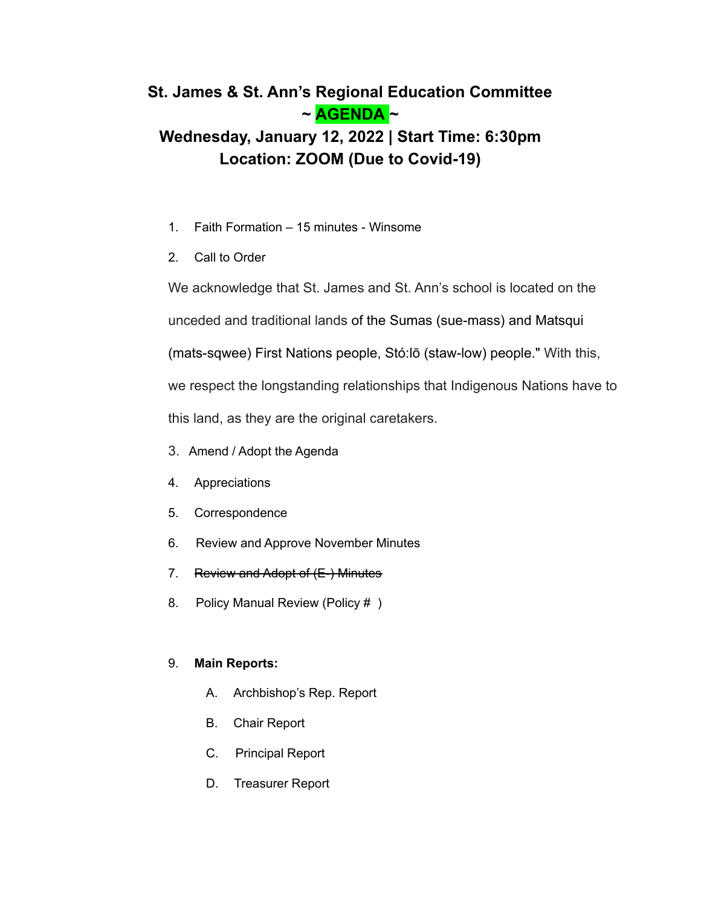# St. James & St. Ann's Regional Education Committee

## ~ AGENDA ~

## Wednesday, January 12, 2022 | Start Time: 6:30pm

## Location: ZOOM (Due to Covid-19)

1. Faith Formation – 15 minutes - Winsome
2. Call to Order

We acknowledge that St. James and St. Ann's school is located on the unceded and traditional lands of the Sumas (sue-mass) and Matsqui (mats-sqwee) First Nations people, Stó:lō (staw-low) people." With this, we respect the longstanding relationships that Indigenous Nations have to this land, as they are the original caretakers.

3. Amend / Adopt the Agenda
4. Appreciations
5. Correspondence
6. Review and Approve November Minutes
7. ~~Review and Adopt of (E-) Minutes~~
8. Policy Manual Review (Policy #  )

9. **Main Reports:**
   - A. Archbishop's Rep. Report
   - B. Chair Report
   - C. Principal Report
   - D. Treasurer Report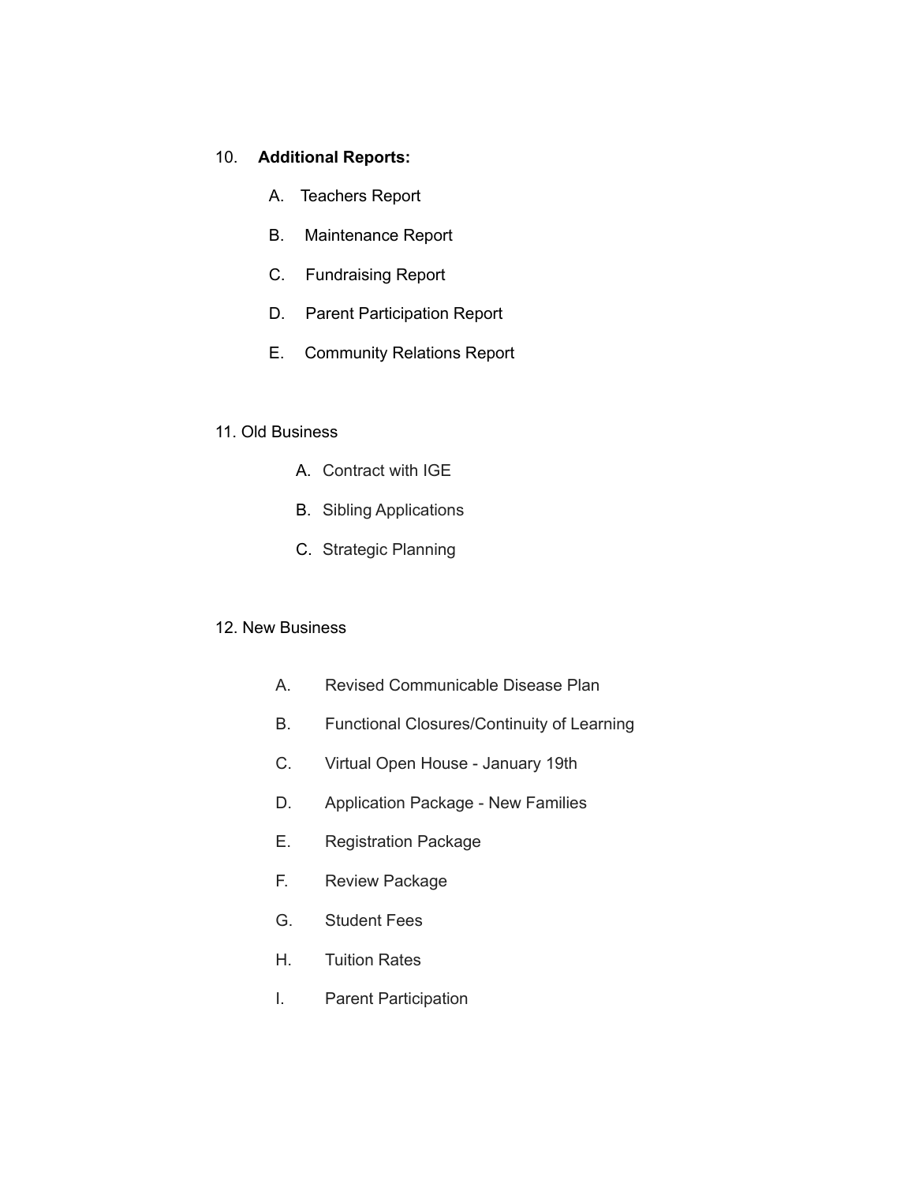10. **Additional Reports:**

    A. Teachers Report

    B. Maintenance Report

    C. Fundraising Report

    D. Parent Participation Report

    E. Community Relations Report

11. Old Business

    A. Contract with IGE

    B. Sibling Applications

    C. Strategic Planning

12. New Business

    A. Revised Communicable Disease Plan

    B. Functional Closures/Continuity of Learning

    C. Virtual Open House - January 19th

    D. Application Package - New Families

    E. Registration Package

    F. Review Package

    G. Student Fees

    H. Tuition Rates

    I. Parent Participation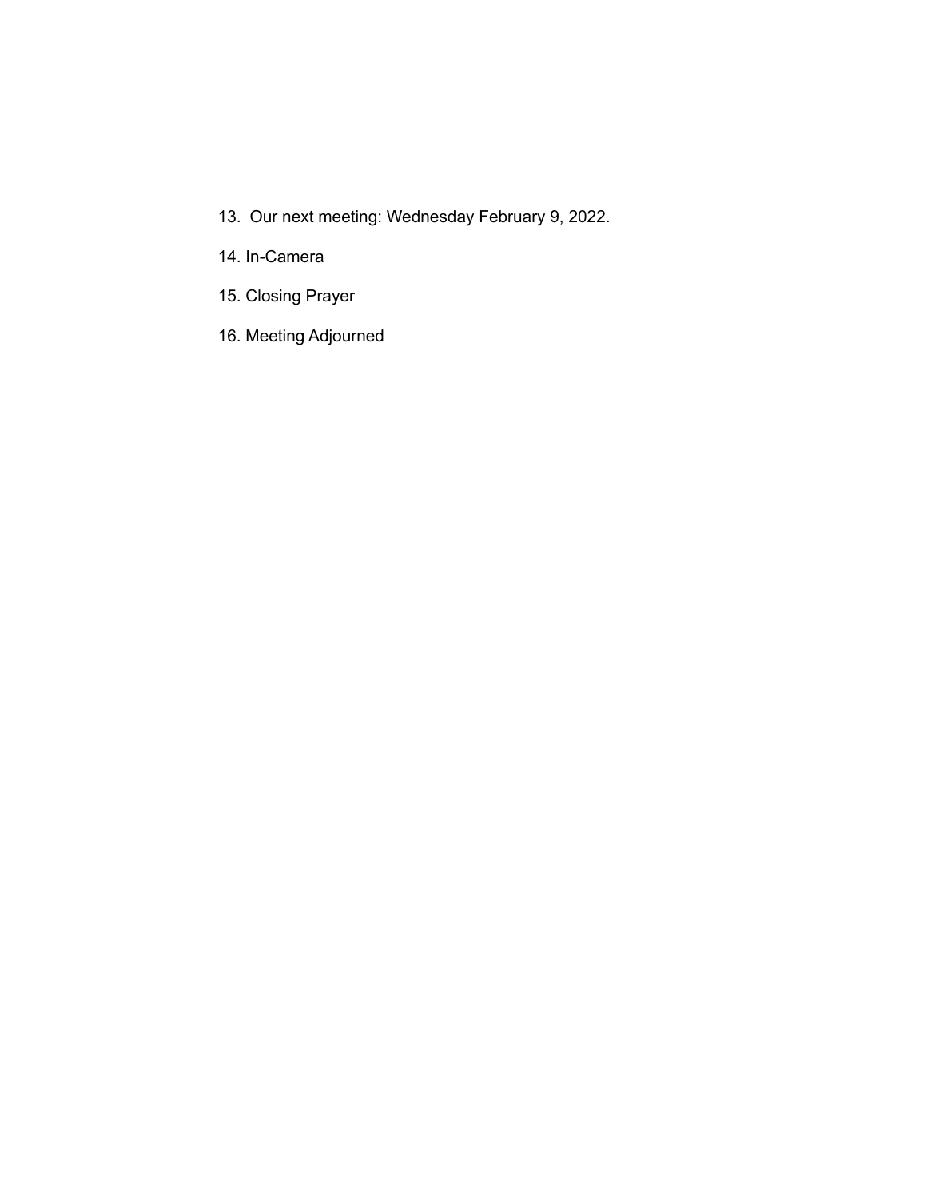13. Our next meeting: Wednesday February 9, 2022.

14. In-Camera

15. Closing Prayer

16. Meeting Adjourned